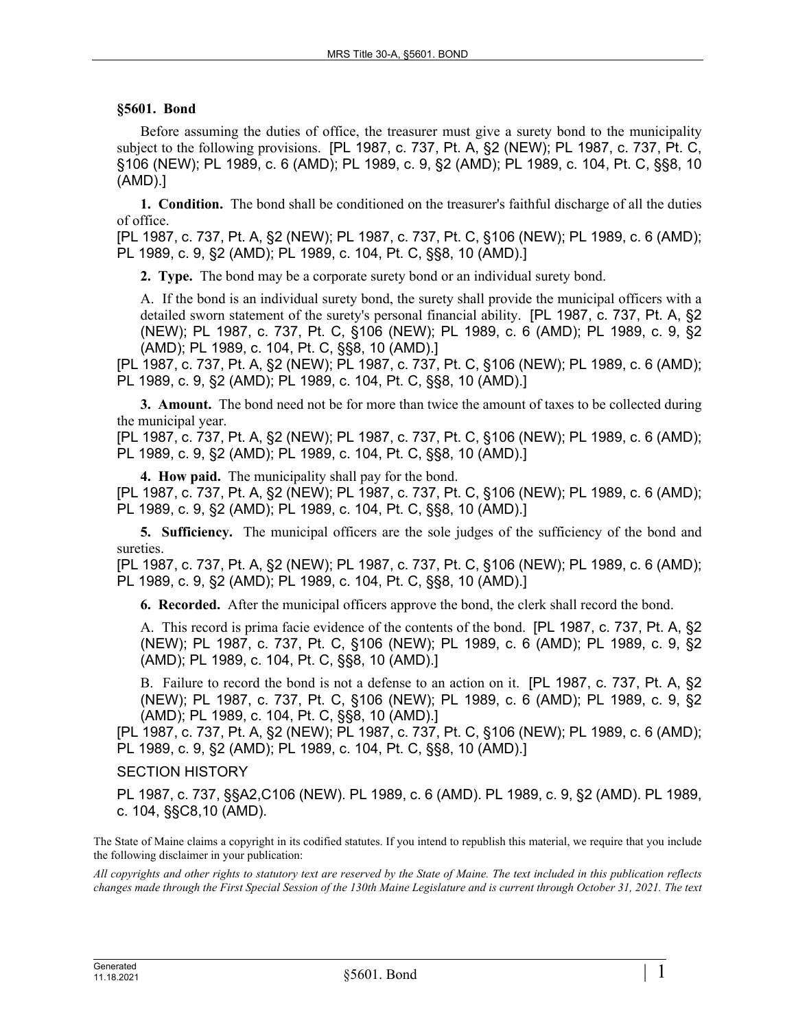### §5601. Bond

Before assuming the duties of office, the treasurer must give a surety bond to the municipality subject to the following provisions. [PL 1987, c. 737, Pt. A, §2 (NEW); PL 1987, c. 737, Pt. C, §106 (NEW); PL 1989, c. 6 (AMD); PL 1989, c. 9, §2 (AMD); PL 1989, c. 104, Pt. C, §§8, 10 (AMD).]

**1. Condition.** The bond shall be conditioned on the treasurer's faithful discharge of all the duties of office.

[PL 1987, c. 737, Pt. A, §2 (NEW); PL 1987, c. 737, Pt. C, §106 (NEW); PL 1989, c. 6 (AMD); PL 1989, c. 9, §2 (AMD); PL 1989, c. 104, Pt. C, §§8, 10 (AMD).]

**2. Type.** The bond may be a corporate surety bond or an individual surety bond.

A. If the bond is an individual surety bond, the surety shall provide the municipal officers with a detailed sworn statement of the surety's personal financial ability. [PL 1987, c. 737, Pt. A, §2 (NEW); PL 1987, c. 737, Pt. C, §106 (NEW); PL 1989, c. 6 (AMD); PL 1989, c. 9, §2 (AMD); PL 1989, c. 104, Pt. C, §§8, 10 (AMD).]

[PL 1987, c. 737, Pt. A, §2 (NEW); PL 1987, c. 737, Pt. C, §106 (NEW); PL 1989, c. 6 (AMD); PL 1989, c. 9, §2 (AMD); PL 1989, c. 104, Pt. C, §§8, 10 (AMD).]

**3. Amount.** The bond need not be for more than twice the amount of taxes to be collected during the municipal year.

[PL 1987, c. 737, Pt. A, §2 (NEW); PL 1987, c. 737, Pt. C, §106 (NEW); PL 1989, c. 6 (AMD); PL 1989, c. 9, §2 (AMD); PL 1989, c. 104, Pt. C, §§8, 10 (AMD).]

**4. How paid.** The municipality shall pay for the bond.

[PL 1987, c. 737, Pt. A, §2 (NEW); PL 1987, c. 737, Pt. C, §106 (NEW); PL 1989, c. 6 (AMD); PL 1989, c. 9, §2 (AMD); PL 1989, c. 104, Pt. C, §§8, 10 (AMD).]

**5. Sufficiency.** The municipal officers are the sole judges of the sufficiency of the bond and sureties.

[PL 1987, c. 737, Pt. A, §2 (NEW); PL 1987, c. 737, Pt. C, §106 (NEW); PL 1989, c. 6 (AMD); PL 1989, c. 9, §2 (AMD); PL 1989, c. 104, Pt. C, §§8, 10 (AMD).]

**6. Recorded.** After the municipal officers approve the bond, the clerk shall record the bond.

A. This record is prima facie evidence of the contents of the bond. [PL 1987, c. 737, Pt. A, §2 (NEW); PL 1987, c. 737, Pt. C, §106 (NEW); PL 1989, c. 6 (AMD); PL 1989, c. 9, §2 (AMD); PL 1989, c. 104, Pt. C, §§8, 10 (AMD).]

B. Failure to record the bond is not a defense to an action on it. [PL 1987, c. 737, Pt. A, §2 (NEW); PL 1987, c. 737, Pt. C, §106 (NEW); PL 1989, c. 6 (AMD); PL 1989, c. 9, §2 (AMD); PL 1989, c. 104, Pt. C, §§8, 10 (AMD).]

[PL 1987, c. 737, Pt. A, §2 (NEW); PL 1987, c. 737, Pt. C, §106 (NEW); PL 1989, c. 6 (AMD); PL 1989, c. 9, §2 (AMD); PL 1989, c. 104, Pt. C, §§8, 10 (AMD).]

SECTION HISTORY

PL 1987, c. 737, §§A2,C106 (NEW). PL 1989, c. 6 (AMD). PL 1989, c. 9, §2 (AMD). PL 1989, c. 104, §§C8,10 (AMD).

The State of Maine claims a copyright in its codified statutes. If you intend to republish this material, we require that you include the following disclaimer in your publication:

*All copyrights and other rights to statutory text are reserved by the State of Maine. The text included in this publication reflects changes made through the First Special Session of the 130th Maine Legislature and is current through October 31, 2021. The text*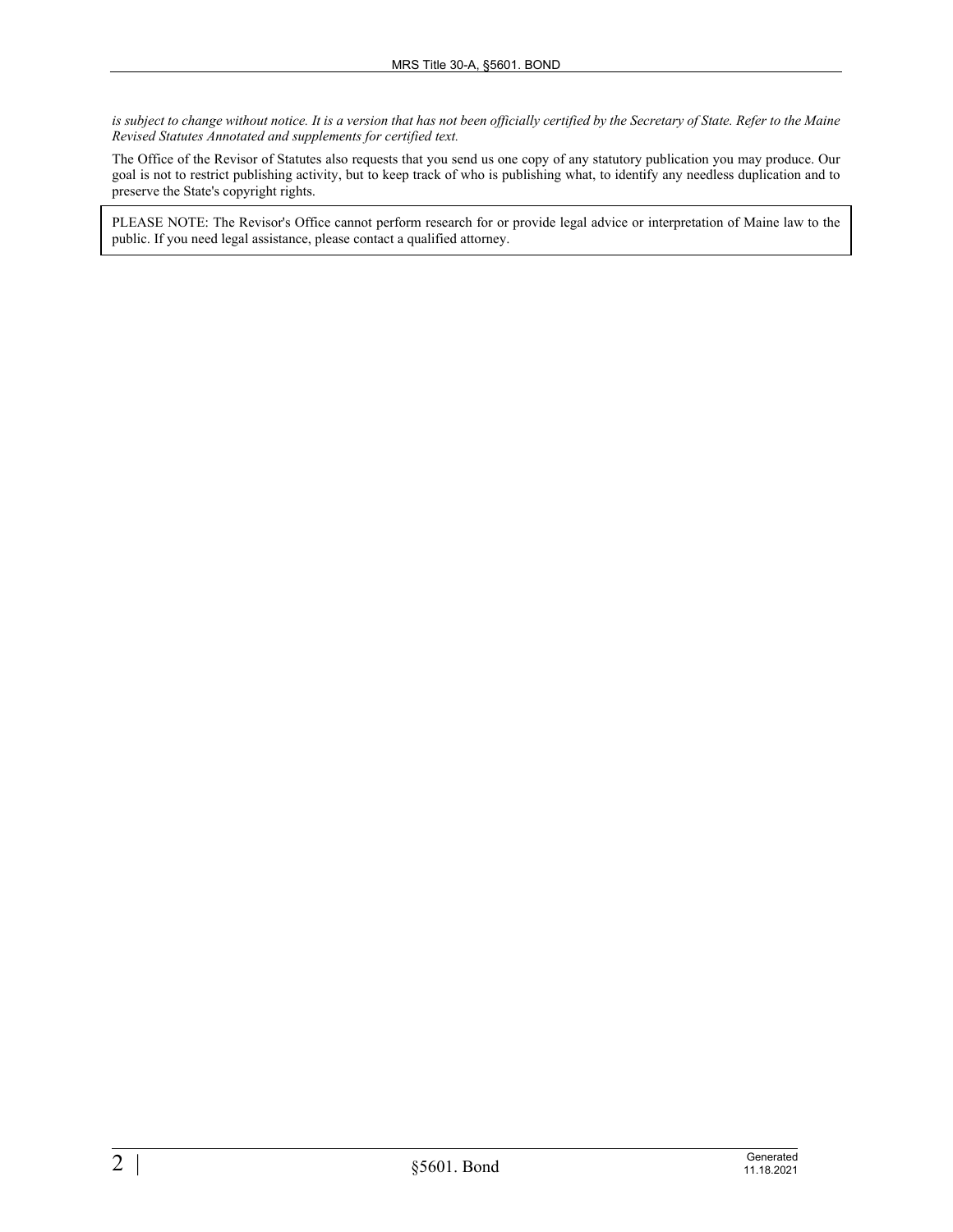*is subject to change without notice. It is a version that has not been officially certified by the Secretary of State. Refer to the Maine Revised Statutes Annotated and supplements for certified text.*

The Office of the Revisor of Statutes also requests that you send us one copy of any statutory publication you may produce. Our goal is not to restrict publishing activity, but to keep track of who is publishing what, to identify any needless duplication and to preserve the State's copyright rights.

PLEASE NOTE: The Revisor's Office cannot perform research for or provide legal advice or interpretation of Maine law to the public. If you need legal assistance, please contact a qualified attorney.